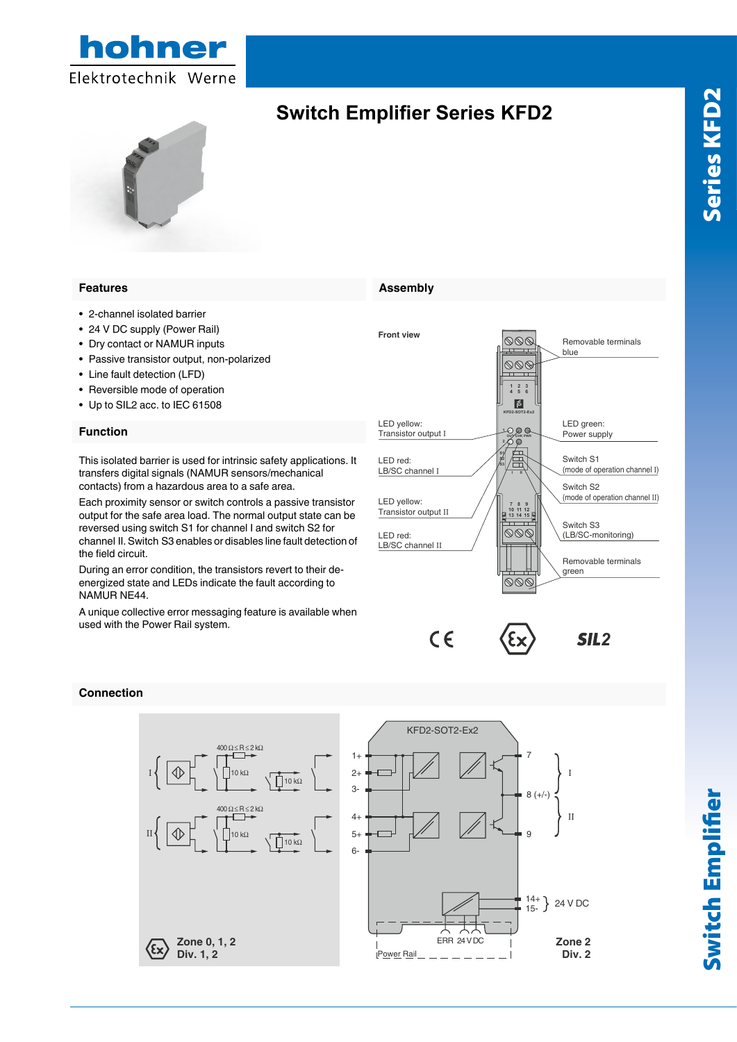# Switch Emplifier Series KFD2

## Features

- 2-channel isolated barrier
- 24 V DC supply (Power Rail)
- Dry contact or NAMUR inputs
- Passive transistor output, non-polarized
- Line fault detection (LFD)
- Reversible mode of operation
- Up to SIL2 acc. to IEC 61508

## Function

This isolated barrier is used for intrinsic safety applications. It transfers digital signals (NAMUR sensors/mechanical contacts) from a hazardous area to a safe area.

Each proximity sensor or switch controls a passive transistor output for the safe area load. The normal output state can be reversed using switch S1 for channel I and switch S2 for channel II. Switch S3 enables or disables line fault detection of the field circuit.

During an error condition, the transistors revert to their de-energized state and LEDs indicate the fault according to NAMUR NE44.

A unique collective error messaging feature is available when used with the Power Rail system.

## Assembly

Front view

- Removable terminals blue
- LED yellow: Transistor output I
- LED green: Power supply
- LED red: LB/SC channel I
- Switch S1 (mode of operation channel I)
- Switch S2 (mode of operation channel II)
- LED yellow: Transistor output II
- Switch S3 (LB/SC-monitoring)
- LED red: LB/SC channel II
- Removable terminals green

SIL2

## Connection

KFD2-SOT2-Ex2

- I: terminals 1+, 2+, 3- → output 7, 8 (+/-)
- II: terminals 4+, 5+, 6- → output 8 (+/-), 9
- 14+, 15-: 24 V DC
- Power Rail: ERR, 24 V DC
- Sensor circuit: 400 Ω ≤ R ≤ 2 kΩ, 10 kΩ, 10 kΩ

Zone 0, 1, 2
Div. 1, 2

Zone 2
Div. 2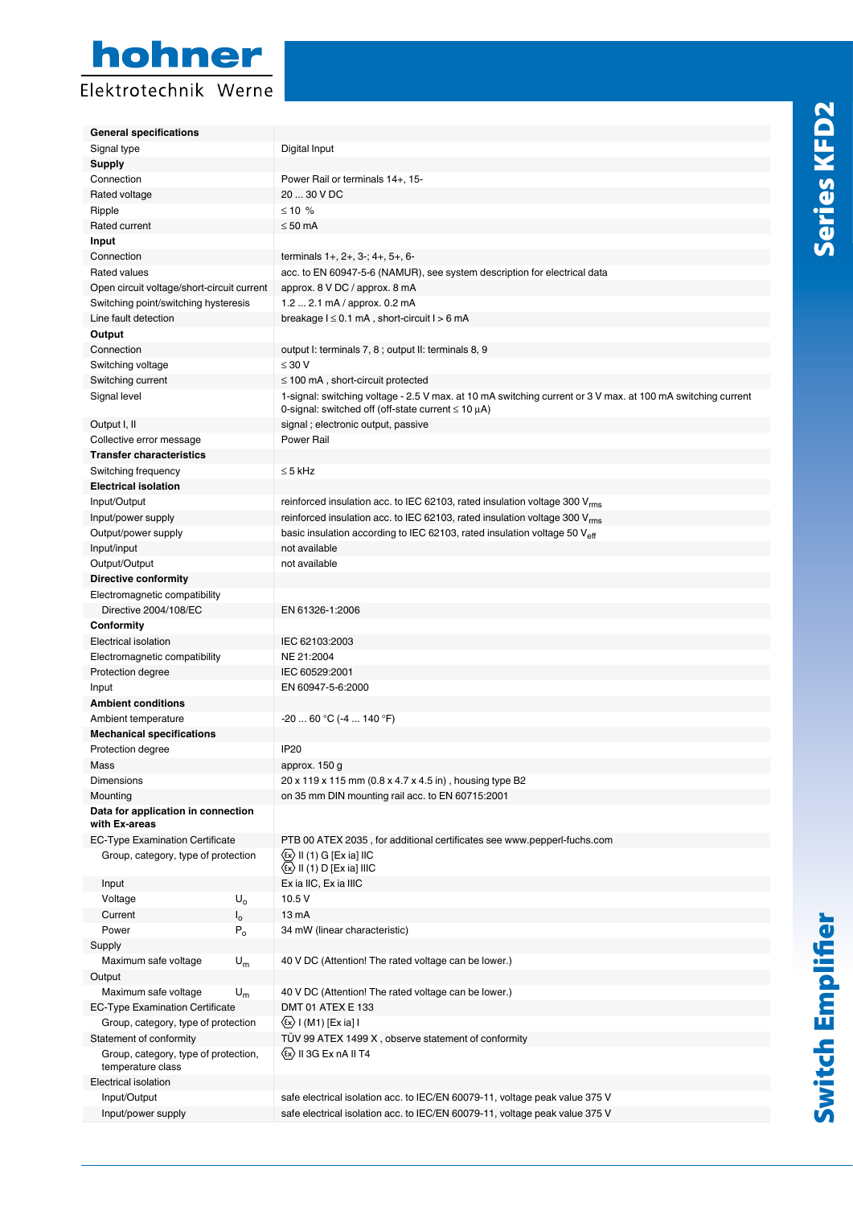| General specifications | |
|---|---|
| Signal type | Digital Input |
| **Supply** | |
| Connection | Power Rail or terminals 14+, 15- |
| Rated voltage | 20 ... 30 V DC |
| Ripple | ≤ 10 % |
| Rated current | ≤ 50 mA |
| **Input** | |
| Connection | terminals 1+, 2+, 3-; 4+, 5+, 6- |
| Rated values | acc. to EN 60947-5-6 (NAMUR), see system description for electrical data |
| Open circuit voltage/short-circuit current | approx. 8 V DC / approx. 8 mA |
| Switching point/switching hysteresis | 1.2 ... 2.1 mA / approx. 0.2 mA |
| Line fault detection | breakage I ≤ 0.1 mA , short-circuit I > 6 mA |
| **Output** | |
| Connection | output I: terminals 7, 8 ; output II: terminals 8, 9 |
| Switching voltage | ≤ 30 V |
| Switching current | ≤ 100 mA , short-circuit protected |
| Signal level | 1-signal: switching voltage - 2.5 V max. at 10 mA switching current or 3 V max. at 100 mA switching current<br>0-signal: switched off (off-state current ≤ 10 µA) |
| Output I, II | signal ; electronic output, passive |
| Collective error message | Power Rail |
| **Transfer characteristics** | |
| Switching frequency | ≤ 5 kHz |
| **Electrical isolation** | |
| Input/Output | reinforced insulation acc. to IEC 62103, rated insulation voltage 300 $V_{rms}$ |
| Input/power supply | reinforced insulation acc. to IEC 62103, rated insulation voltage 300 $V_{rms}$ |
| Output/power supply | basic insulation according to IEC 62103, rated insulation voltage 50 $V_{eff}$ |
| Input/input | not available |
| Output/Output | not available |
| **Directive conformity** | |
| Electromagnetic compatibility | |
| Directive 2004/108/EC | EN 61326-1:2006 |
| **Conformity** | |
| Electrical isolation | IEC 62103:2003 |
| Electromagnetic compatibility | NE 21:2004 |
| Protection degree | IEC 60529:2001 |
| Input | EN 60947-5-6:2000 |
| **Ambient conditions** | |
| Ambient temperature | -20 ... 60 °C (-4 ... 140 °F) |
| **Mechanical specifications** | |
| Protection degree | IP20 |
| Mass | approx. 150 g |
| Dimensions | 20 x 119 x 115 mm (0.8 x 4.7 x 4.5 in) , housing type B2 |
| Mounting | on 35 mm DIN mounting rail acc. to EN 60715:2001 |
| **Data for application in connection with Ex-areas** | |
| EC-Type Examination Certificate | PTB 00 ATEX 2035 , for additional certificates see www.pepperl-fuchs.com |
| Group, category, type of protection | ⟨Ex⟩ II (1) G [Ex ia] IIC<br>⟨Ex⟩ II (1) D [Ex ia] IIIC |
| Input | Ex ia IIC, Ex ia IIIC |
| Voltage $U_o$ | 10.5 V |
| Current $I_o$ | 13 mA |
| Power $P_o$ | 34 mW (linear characteristic) |
| Supply | |
| Maximum safe voltage $U_m$ | 40 V DC (Attention! The rated voltage can be lower.) |
| Output | |
| Maximum safe voltage $U_m$ | 40 V DC (Attention! The rated voltage can be lower.) |
| EC-Type Examination Certificate | DMT 01 ATEX E 133 |
| Group, category, type of protection | ⟨Ex⟩ I (M1) [Ex ia] I |
| Statement of conformity | TÜV 99 ATEX 1499 X , observe statement of conformity |
| Group, category, type of protection, temperature class | ⟨Ex⟩ II 3G Ex nA II T4 |
| Electrical isolation | |
| Input/Output | safe electrical isolation acc. to IEC/EN 60079-11, voltage peak value 375 V |
| Input/power supply | safe electrical isolation acc. to IEC/EN 60079-11, voltage peak value 375 V |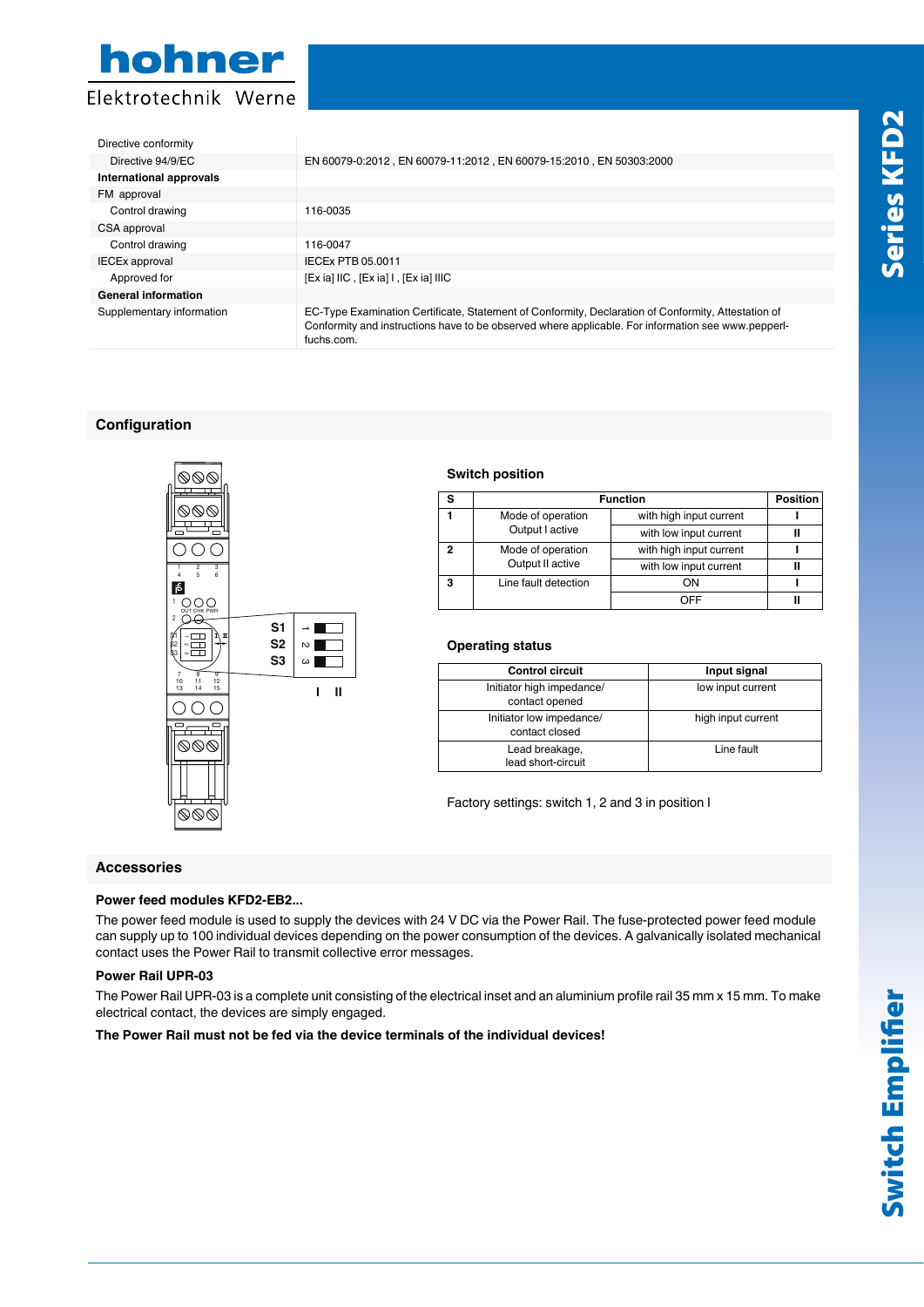| | |
|---|---|
| Directive conformity | |
| Directive 94/9/EC | EN 60079-0:2012 , EN 60079-11:2012 , EN 60079-15:2010 , EN 50303:2000 |
| **International approvals** | |
| FM approval | |
| Control drawing | 116-0035 |
| CSA approval | |
| Control drawing | 116-0047 |
| IECEx approval | IECEx PTB 05.0011 |
| Approved for | [Ex ia] IIC , [Ex ia] I , [Ex ia] IIIC |
| **General information** | |
| Supplementary information | EC-Type Examination Certificate, Statement of Conformity, Declaration of Conformity, Attestation of Conformity and instructions have to be observed where applicable. For information see www.pepperl-fuchs.com. |

## Configuration

### Switch position

| S | Function | | Position |
|---|---|---|---|
| 1 | Mode of operation Output I active | with high input current | I |
| | | with low input current | II |
| 2 | Mode of operation Output II active | with high input current | I |
| | | with low input current | II |
| 3 | Line fault detection | ON | I |
| | | OFF | II |

### Operating status

| Control circuit | Input signal |
|---|---|
| Initiator high impedance/ contact opened | low input current |
| Initiator low impedance/ contact closed | high input current |
| Lead breakage, lead short-circuit | Line fault |

Factory settings: switch 1, 2 and 3 in position I

## Accessories

### Power feed modules KFD2-EB2...

The power feed module is used to supply the devices with 24 V DC via the Power Rail. The fuse-protected power feed module can supply up to 100 individual devices depending on the power consumption of the devices. A galvanically isolated mechanical contact uses the Power Rail to transmit collective error messages.

### Power Rail UPR-03

The Power Rail UPR-03 is a complete unit consisting of the electrical inset and an aluminium profile rail 35 mm x 15 mm. To make electrical contact, the devices are simply engaged.

**The Power Rail must not be fed via the device terminals of the individual devices!**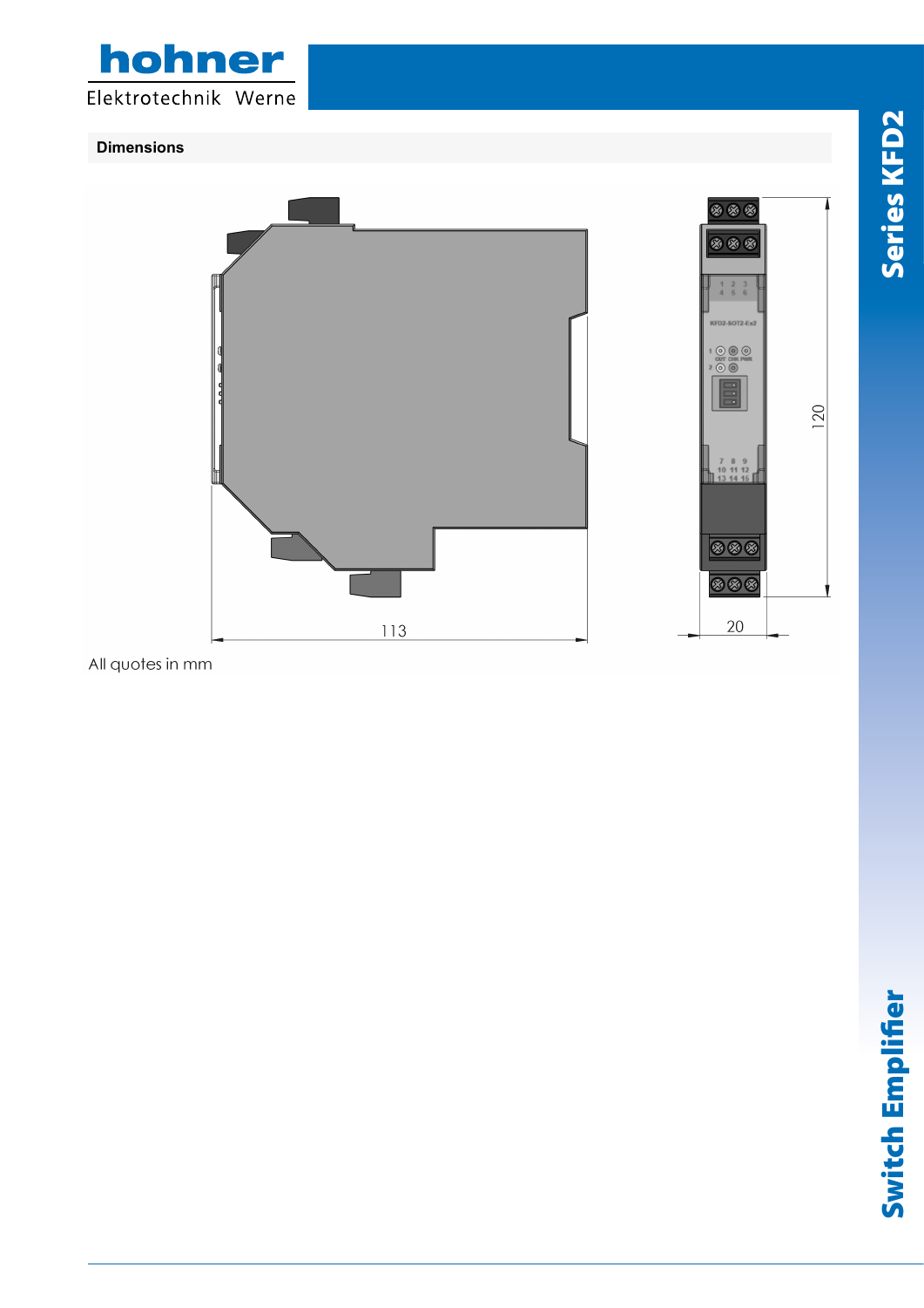## Dimensions

113

120

20

All quotes in mm